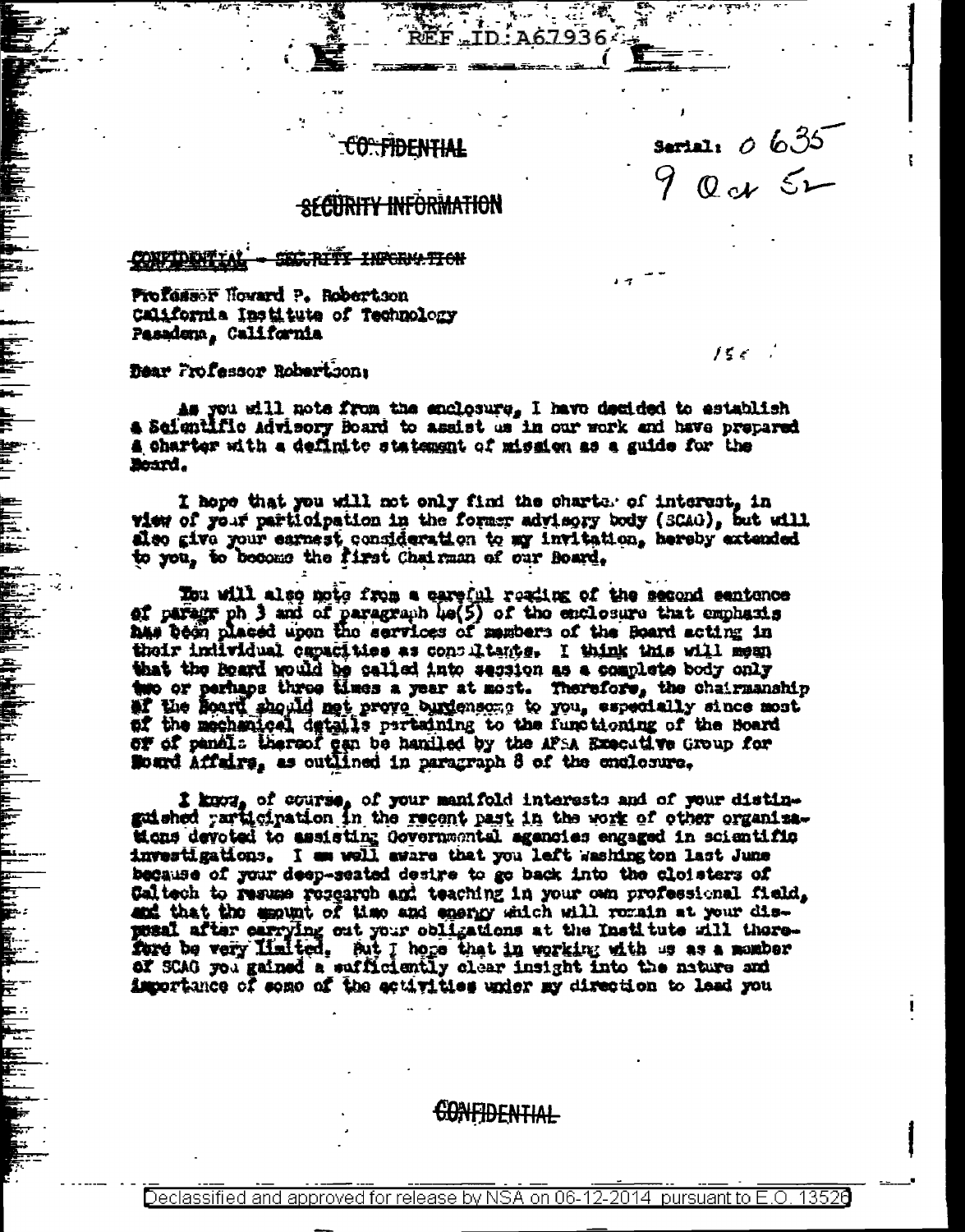REF ID:A67936

CONFIDENTIAL

SECURITY INFORMATION

Serial: 0635
9 Oct 52

CONFIDENTIAL - SECURITY INFORMATION

Professor Howard P. Robertson
California Institute of Technology
Pasadena, California

Dear Professor Robertson:

As you will note from the enclosure, I have decided to establish a Scientific Advisory Board to assist us in our work and have prepared a charter with a definite statement of mission as a guide for the Board.

I hope that you will not only find the charter of interest, in view of your participation in the former advisory body (SCAG), but will also give your earnest consideration to my invitation, hereby extended to you, to become the first Chairman of our Board.

You will also note from a careful reading of the second sentence of paragraph 3 and of paragraph 4e(5) of the enclosure that emphasis has been placed upon the services of members of the Board acting in their individual capacities as consultants. I think this will mean that the Board would be called into session as a complete body only two or perhaps three times a year at most. Therefore, the chairmanship of the Board should not prove burdensome to you, especially since most of the mechanical details pertaining to the functioning of the Board or of panels thereof can be handled by the AFSA Executive Group for Board Affairs, as outlined in paragraph 8 of the enclosure.

I know, of course, of your manifold interests and of your distinguished participation in the recent past in the work of other organizations devoted to assisting Governmental agencies engaged in scientific investigations. I am well aware that you left Washington last June because of your deep-seated desire to go back into the cloisters of Caltech to resume research and teaching in your own professional field, and that the amount of time and energy which will remain at your disposal after carrying out your obligations at the Institute will therefore be very limited. But I hope that in working with us as a member of SCAG you gained a sufficiently clear insight into the nature and importance of some of the activities under my direction to lead you

CONFIDENTIAL

Declassified and approved for release by NSA on 06-12-2014 pursuant to E.O. 13526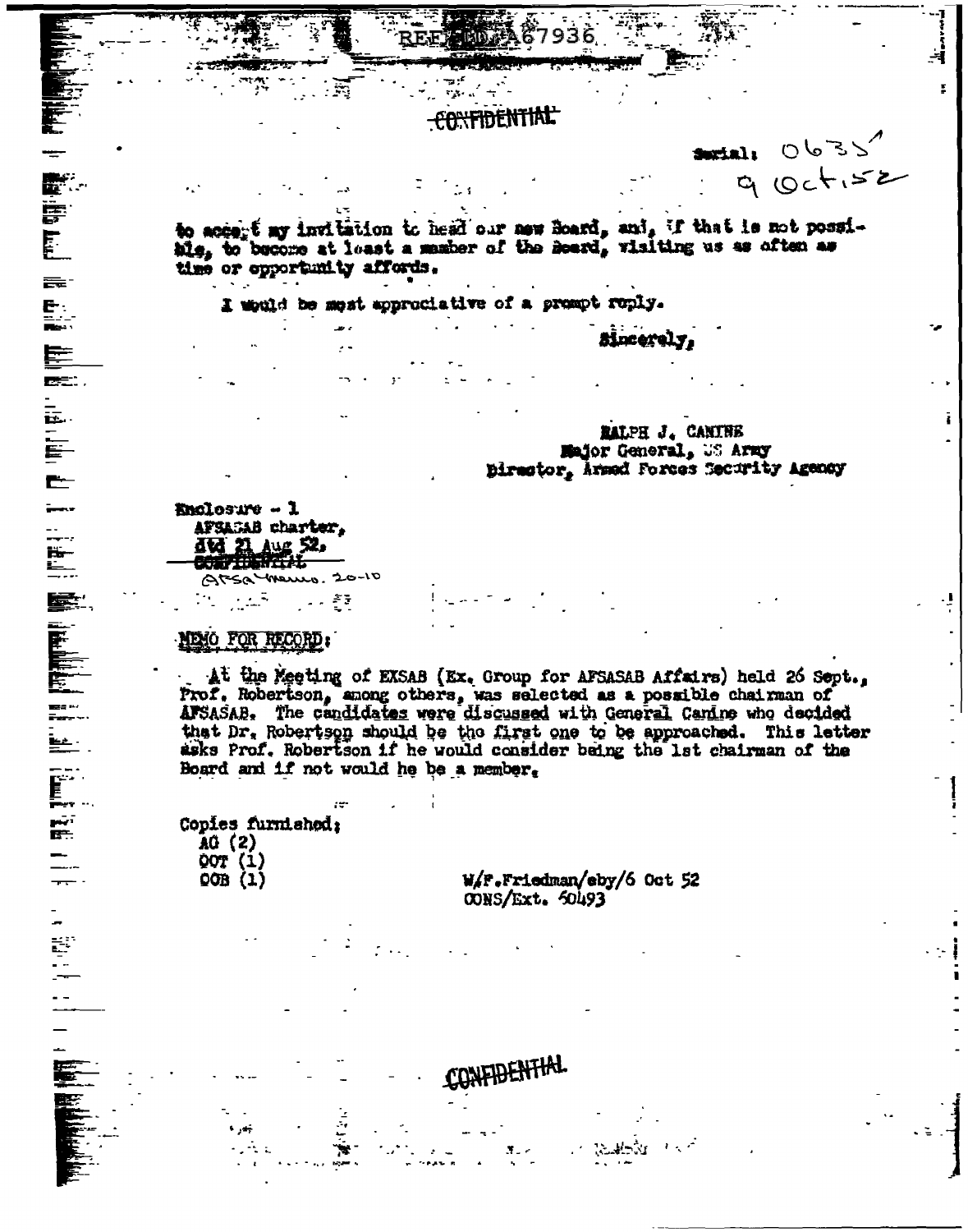REF ID:A67936

CONFIDENTIAL

Serial: 0635
9 Oct 52

to accept my invitation to head our new Board, and, if that is not possible, to become at least a member of the Board, visiting us as often as time or opportunity affords.

I would be most appreciative of a prompt reply.

Sincerely,

RALPH J. CANINE
Major General, US Army
Director, Armed Forces Security Agency

Enclosure - 1
AFSASAB charter,
dtd 21 Aug 52.
~~CONFIDENTIAL~~
AFSA Memo. 20-10

MEMO FOR RECORD:

At the Meeting of EXSAB (Ex. Group for AFSASAB Affairs) held 26 Sept., Prof. Robertson, among others, was selected as a possible chairman of AFSASAB. The candidates were discussed with General Canine who decided that Dr. Robertson should be the first one to be approached. This letter asks Prof. Robertson if he would consider being the 1st chairman of the Board and if not would he be a member.

Copies furnished:
AG (2)
OOT (1)
OOB (1)

W/F.Friedman/eby/6 Oct 52
OONS/Ext. 50493

CONFIDENTIAL